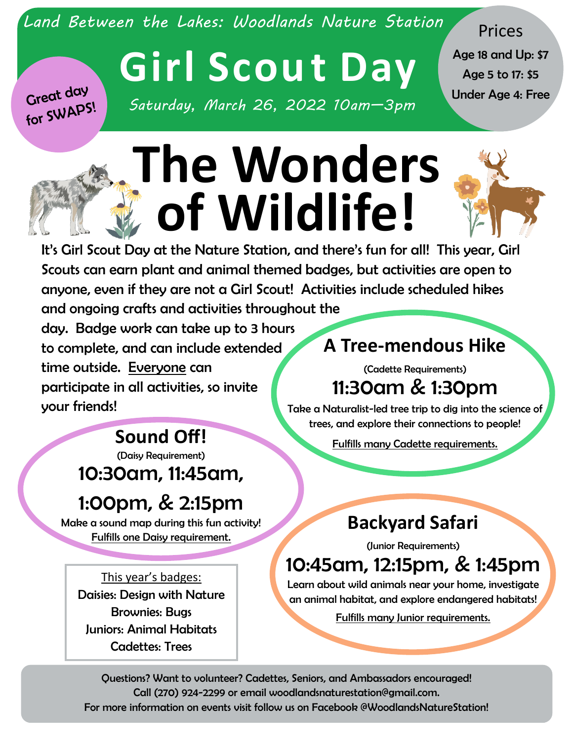*Land Between the Lakes: Woodlands Nature Station*

# Girl Scout Day

*Saturday, March 26, 2022 10am—3pm*

**Great day for SWAPS!**

**Prices**
- **Age 18 and Up: $7**
- **Age 5 to 17: $5**
- **Under Age 4: Free**

# The Wonders of Wildlife!

It's Girl Scout Day at the Nature Station, and there's fun for all! This year, Girl Scouts can earn plant and animal themed badges, but activities are open to anyone, even if they are not a Girl Scout! Activities include scheduled hikes and ongoing crafts and activities throughout the day. Badge work can take up to 3 hours to complete, and can include extended time outside. Everyone can participate in all activities, so invite your friends!

## A Tree-mendous Hike

(Cadette Requirements)

**11:30am & 1:30pm**

Take a Naturalist-led tree trip to dig into the science of trees, and explore their connections to people!

Fulfills many Cadette requirements.

## Sound Off!

(Daisy Requirement)

**10:30am, 11:45am, 1:00pm, & 2:15pm**

Make a sound map during this fun activity!

Fulfills one Daisy requirement.

## Backyard Safari

(Junior Requirements)

**10:45am, 12:15pm, & 1:45pm**

Learn about wild animals near your home, investigate an animal habitat, and explore endangered habitats!

Fulfills many Junior requirements.

This year's badges:
- Daisies: Design with Nature
- Brownies: Bugs
- Juniors: Animal Habitats
- Cadettes: Trees

Questions? Want to volunteer? Cadettes, Seniors, and Ambassadors encouraged!
Call (270) 924-2299 or email woodlandsnaturestation@gmail.com.
For more information on events visit follow us on Facebook @WoodlandsNatureStation!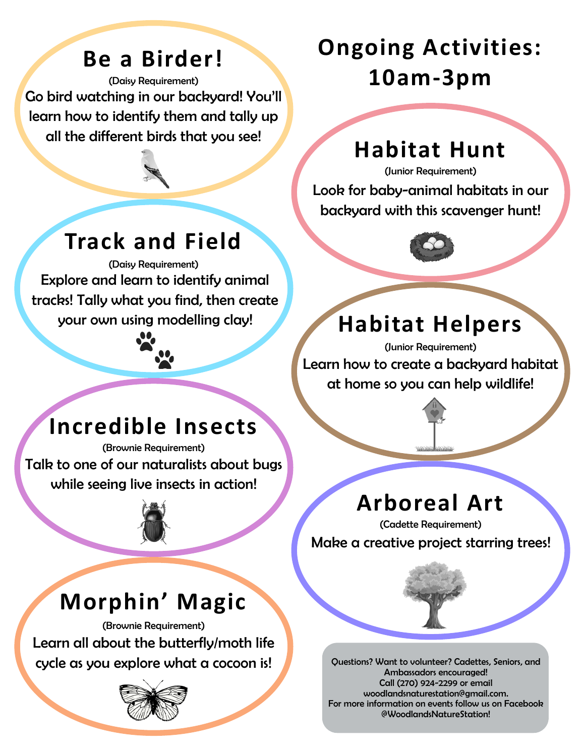# Ongoing Activities: 10am-3pm

## Be a Birder!

(Daisy Requirement)

Go bird watching in our backyard! You'll learn how to identify them and tally up all the different birds that you see!

## Track and Field

(Daisy Requirement)

Explore and learn to identify animal tracks! Tally what you find, then create your own using modelling clay!

## Incredible Insects

(Brownie Requirement)

Talk to one of our naturalists about bugs while seeing live insects in action!

## Morphin' Magic

(Brownie Requirement)

Learn all about the butterfly/moth life cycle as you explore what a cocoon is!

## Habitat Hunt

(Junior Requirement)

Look for baby-animal habitats in our backyard with this scavenger hunt!

## Habitat Helpers

(Junior Requirement)

Learn how to create a backyard habitat at home so you can help wildlife!

## Arboreal Art

(Cadette Requirement)

Make a creative project starring trees!

Questions? Want to volunteer? Cadettes, Seniors, and Ambassadors encouraged!
Call (270) 924-2299 or email woodlandsnaturestation@gmail.com.
For more information on events follow us on Facebook @WoodlandsNatureStation!